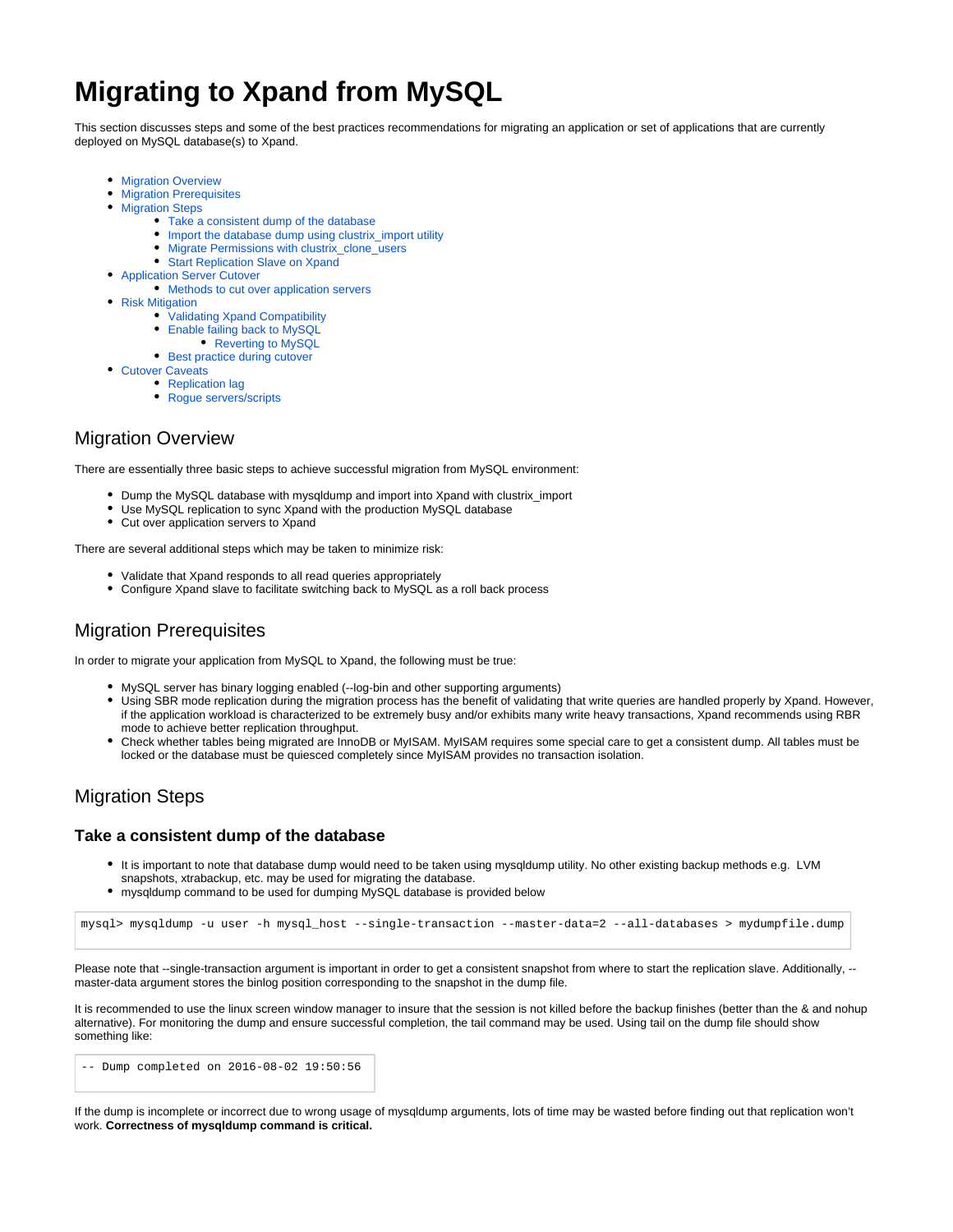# Migrating to Xpand from MySQL

This section discusses steps and some of the best practices recommendations for migrating an application or set of applications that are currently deployed on MySQL database(s) to Xpand.

- Migration Overview
- Migration Prerequisites
- Migration Steps
    - Take a consistent dump of the database
    - Import the database dump using clustrix_import utility
    - Migrate Permissions with clustrix_clone_users
    - Start Replication Slave on Xpand
- Application Server Cutover
    - Methods to cut over application servers
- Risk Mitigation
    - Validating Xpand Compatibility
    - Enable failing back to MySQL
        - Reverting to MySQL
    - Best practice during cutover
- Cutover Caveats
    - Replication lag
    - Rogue servers/scripts

## Migration Overview

There are essentially three basic steps to achieve successful migration from MySQL environment:

- Dump the MySQL database with mysqldump and import into Xpand with clustrix_import
- Use MySQL replication to sync Xpand with the production MySQL database
- Cut over application servers to Xpand

There are several additional steps which may be taken to minimize risk:

- Validate that Xpand responds to all read queries appropriately
- Configure Xpand slave to facilitate switching back to MySQL as a roll back process

## Migration Prerequisites

In order to migrate your application from MySQL to Xpand, the following must be true:

- MySQL server has binary logging enabled (--log-bin and other supporting arguments)
- Using SBR mode replication during the migration process has the benefit of validating that write queries are handled properly by Xpand. However, if the application workload is characterized to be extremely busy and/or exhibits many write heavy transactions, Xpand recommends using RBR mode to achieve better replication throughput.
- Check whether tables being migrated are InnoDB or MyISAM. MyISAM requires some special care to get a consistent dump. All tables must be locked or the database must be quiesced completely since MyISAM provides no transaction isolation.

## Migration Steps

### Take a consistent dump of the database

- It is important to note that database dump would need to be taken using mysqldump utility. No other existing backup methods e.g. LVM snapshots, xtrabackup, etc. may be used for migrating the database.
- mysqldump command to be used for dumping MySQL database is provided below

```
mysql> mysqldump -u user -h mysql_host --single-transaction --master-data=2 --all-databases > mydumpfile.dump
```

Please note that --single-transaction argument is important in order to get a consistent snapshot from where to start the replication slave. Additionally, --master-data argument stores the binlog position corresponding to the snapshot in the dump file.

It is recommended to use the linux screen window manager to insure that the session is not killed before the backup finishes (better than the & and nohup alternative). For monitoring the dump and ensure successful completion, the tail command may be used. Using tail on the dump file should show something like:

```
-- Dump completed on 2016-08-02 19:50:56
```

If the dump is incomplete or incorrect due to wrong usage of mysqldump arguments, lots of time may be wasted before finding out that replication won't work. **Correctness of mysqldump command is critical.**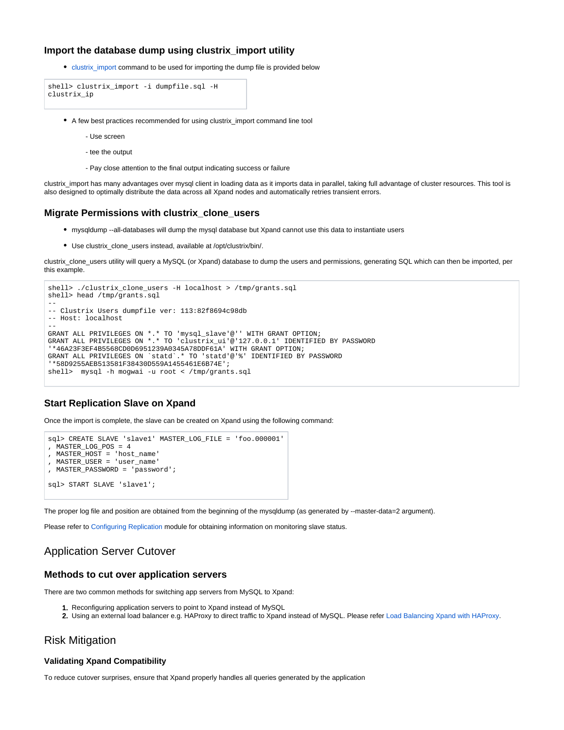### Import the database dump using clustrix_import utility

- clustrix_import command to be used for importing the dump file is provided below

```
shell> clustrix_import -i dumpfile.sql -H 
clustrix_ip
```

- A few best practices recommended for using clustrix_import command line tool

  - Use screen

  - tee the output

  - Pay close attention to the final output indicating success or failure

clustrix_import has many advantages over mysql client in loading data as it imports data in parallel, taking full advantage of cluster resources. This tool is also designed to optimally distribute the data across all Xpand nodes and automatically retries transient errors.

### Migrate Permissions with clustrix_clone_users

- mysqldump --all-databases will dump the mysql database but Xpand cannot use this data to instantiate users
- Use clustrix_clone_users instead, available at /opt/clustrix/bin/.

clustrix_clone_users utility will query a MySQL (or Xpand) database to dump the users and permissions, generating SQL which can then be imported, per this example.

```
shell> ./clustrix_clone_users -H localhost > /tmp/grants.sql
shell> head /tmp/grants.sql
--
-- Clustrix Users dumpfile ver: 113:82f8694c98db
-- Host: localhost
--
GRANT ALL PRIVILEGES ON *.* TO 'mysql_slave'@'' WITH GRANT OPTION;
GRANT ALL PRIVILEGES ON *.* TO 'clustrix_ui'@'127.0.0.1' IDENTIFIED BY PASSWORD
'*46A23F3EF4B5568CD0D6951239A0345A78DDF61A' WITH GRANT OPTION;
GRANT ALL PRIVILEGES ON `statd`.* TO 'statd'@'%' IDENTIFIED BY PASSWORD
'*58D9255AEB513581F38430D559A1455461E6B74E';
shell>  mysql -h mogwai -u root < /tmp/grants.sql
```

### Start Replication Slave on Xpand

Once the import is complete, the slave can be created on Xpand using the following command:

```
sql> CREATE SLAVE 'slave1' MASTER_LOG_FILE = 'foo.000001'
, MASTER_LOG_POS = 4
, MASTER_HOST = 'host_name'
, MASTER_USER = 'user_name'
, MASTER_PASSWORD = 'password';

sql> START SLAVE 'slave1';
```

The proper log file and position are obtained from the beginning of the mysqldump (as generated by --master-data=2 argument).

Please refer to Configuring Replication module for obtaining information on monitoring slave status.

## Application Server Cutover

### Methods to cut over application servers

There are two common methods for switching app servers from MySQL to Xpand:

1. Reconfiguring application servers to point to Xpand instead of MySQL
2. Using an external load balancer e.g. HAProxy to direct traffic to Xpand instead of MySQL. Please refer Load Balancing Xpand with HAProxy.

## Risk Mitigation

#### Validating Xpand Compatibility

To reduce cutover surprises, ensure that Xpand properly handles all queries generated by the application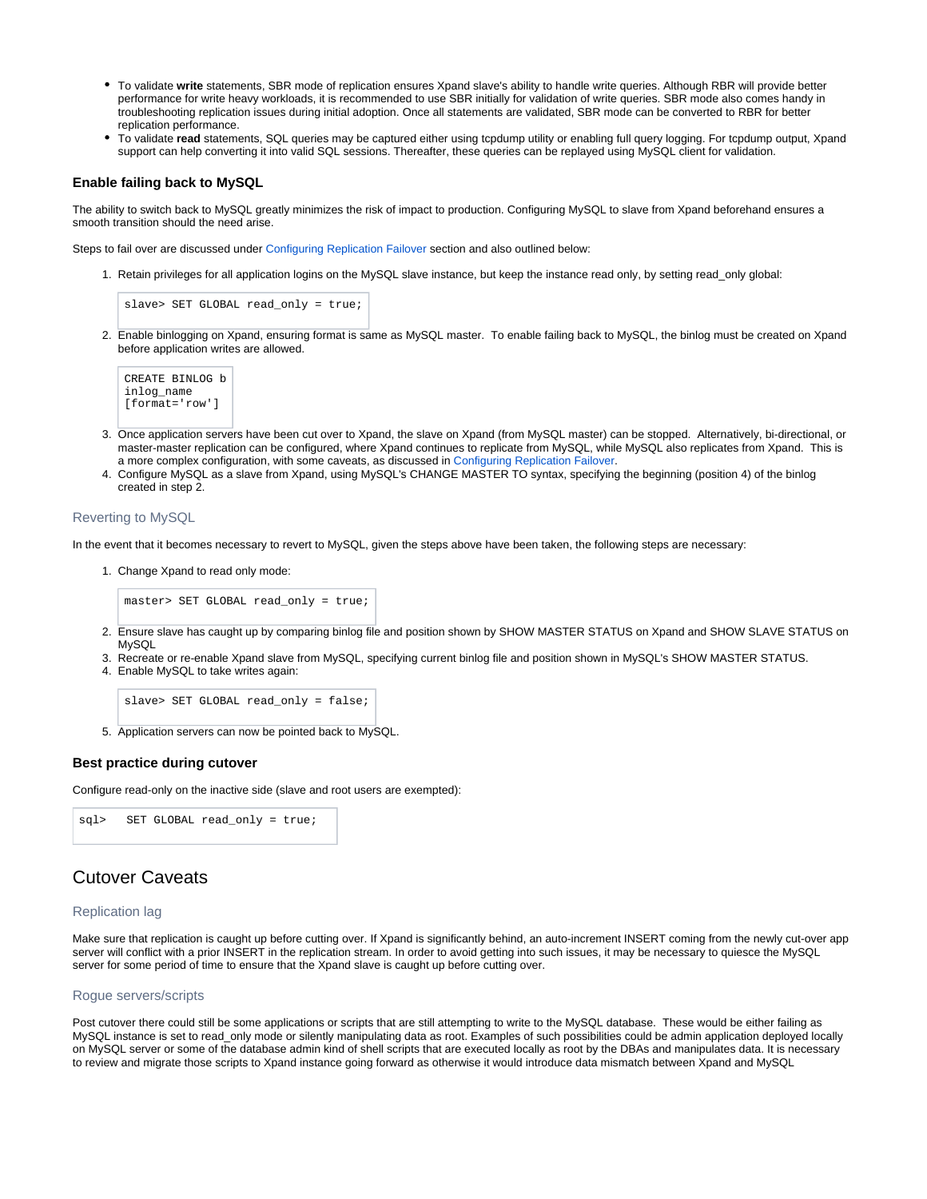- To validate **write** statements, SBR mode of replication ensures Xpand slave's ability to handle write queries. Although RBR will provide better performance for write heavy workloads, it is recommended to use SBR initially for validation of write queries. SBR mode also comes handy in troubleshooting replication issues during initial adoption. Once all statements are validated, SBR mode can be converted to RBR for better replication performance.
- To validate **read** statements, SQL queries may be captured either using tcpdump utility or enabling full query logging. For tcpdump output, Xpand support can help converting it into valid SQL sessions. Thereafter, these queries can be replayed using MySQL client for validation.

### Enable failing back to MySQL

The ability to switch back to MySQL greatly minimizes the risk of impact to production. Configuring MySQL to slave from Xpand beforehand ensures a smooth transition should the need arise.

Steps to fail over are discussed under Configuring Replication Failover section and also outlined below:

1. Retain privileges for all application logins on the MySQL slave instance, but keep the instance read only, by setting read_only global:

   ```
   slave> SET GLOBAL read_only = true;
   ```

2. Enable binlogging on Xpand, ensuring format is same as MySQL master. To enable failing back to MySQL, the binlog must be created on Xpand before application writes are allowed.

   ```
   CREATE BINLOG b
   inlog_name
   [format='row']
   ```

3. Once application servers have been cut over to Xpand, the slave on Xpand (from MySQL master) can be stopped. Alternatively, bi-directional, or master-master replication can be configured, where Xpand continues to replicate from MySQL, while MySQL also replicates from Xpand. This is a more complex configuration, with some caveats, as discussed in Configuring Replication Failover.
4. Configure MySQL as a slave from Xpand, using MySQL's CHANGE MASTER TO syntax, specifying the beginning (position 4) of the binlog created in step 2.

#### Reverting to MySQL

In the event that it becomes necessary to revert to MySQL, given the steps above have been taken, the following steps are necessary:

1. Change Xpand to read only mode:

   ```
   master> SET GLOBAL read_only = true;
   ```

2. Ensure slave has caught up by comparing binlog file and position shown by SHOW MASTER STATUS on Xpand and SHOW SLAVE STATUS on MySQL
3. Recreate or re-enable Xpand slave from MySQL, specifying current binlog file and position shown in MySQL's SHOW MASTER STATUS.
4. Enable MySQL to take writes again:

   ```
   slave> SET GLOBAL read_only = false;
   ```

5. Application servers can now be pointed back to MySQL.

### Best practice during cutover

Configure read-only on the inactive side (slave and root users are exempted):

```
sql>   SET GLOBAL read_only = true;
```

## Cutover Caveats

#### Replication lag

Make sure that replication is caught up before cutting over. If Xpand is significantly behind, an auto-increment INSERT coming from the newly cut-over app server will conflict with a prior INSERT in the replication stream. In order to avoid getting into such issues, it may be necessary to quiesce the MySQL server for some period of time to ensure that the Xpand slave is caught up before cutting over.

#### Rogue servers/scripts

Post cutover there could still be some applications or scripts that are still attempting to write to the MySQL database. These would be either failing as MySQL instance is set to read_only mode or silently manipulating data as root. Examples of such possibilities could be admin application deployed locally on MySQL server or some of the database admin kind of shell scripts that are executed locally as root by the DBAs and manipulates data. It is necessary to review and migrate those scripts to Xpand instance going forward as otherwise it would introduce data mismatch between Xpand and MySQL